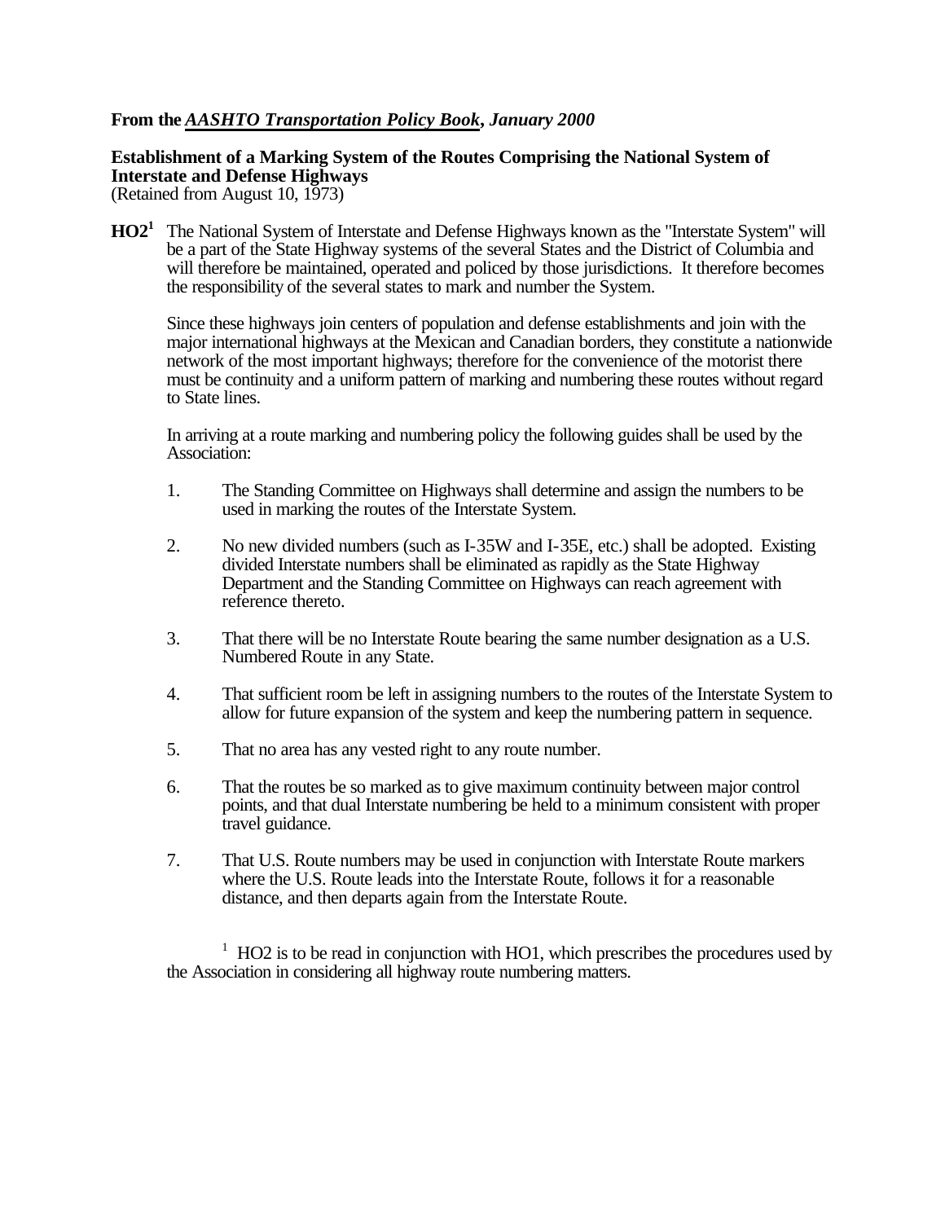**From the *AASHTO Transportation Policy Book*, January 2000**

**Establishment of a Marking System of the Routes Comprising the National System of Interstate and Defense Highways**
(Retained from August 10, 1973)

**HO2**[1] The National System of Interstate and Defense Highways known as the "Interstate System" will be a part of the State Highway systems of the several States and the District of Columbia and will therefore be maintained, operated and policed by those jurisdictions. It therefore becomes the responsibility of the several states to mark and number the System.

Since these highways join centers of population and defense establishments and join with the major international highways at the Mexican and Canadian borders, they constitute a nationwide network of the most important highways; therefore for the convenience of the motorist there must be continuity and a uniform pattern of marking and numbering these routes without regard to State lines.

In arriving at a route marking and numbering policy the following guides shall be used by the Association:

1. The Standing Committee on Highways shall determine and assign the numbers to be used in marking the routes of the Interstate System.

2. No new divided numbers (such as I-35W and I-35E, etc.) shall be adopted. Existing divided Interstate numbers shall be eliminated as rapidly as the State Highway Department and the Standing Committee on Highways can reach agreement with reference thereto.

3. That there will be no Interstate Route bearing the same number designation as a U.S. Numbered Route in any State.

4. That sufficient room be left in assigning numbers to the routes of the Interstate System to allow for future expansion of the system and keep the numbering pattern in sequence.

5. That no area has any vested right to any route number.

6. That the routes be so marked as to give maximum continuity between major control points, and that dual Interstate numbering be held to a minimum consistent with proper travel guidance.

7. That U.S. Route numbers may be used in conjunction with Interstate Route markers where the U.S. Route leads into the Interstate Route, follows it for a reasonable distance, and then departs again from the Interstate Route.

[1] HO2 is to be read in conjunction with HO1, which prescribes the procedures used by the Association in considering all highway route numbering matters.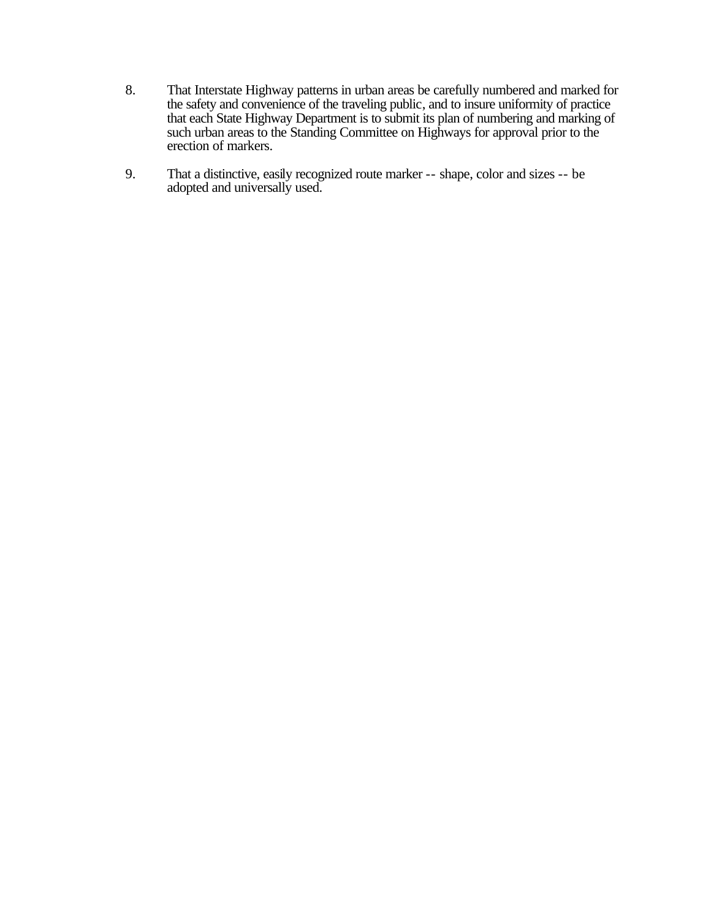8. That Interstate Highway patterns in urban areas be carefully numbered and marked for the safety and convenience of the traveling public, and to insure uniformity of practice that each State Highway Department is to submit its plan of numbering and marking of such urban areas to the Standing Committee on Highways for approval prior to the erection of markers.

9. That a distinctive, easily recognized route marker -- shape, color and sizes -- be adopted and universally used.